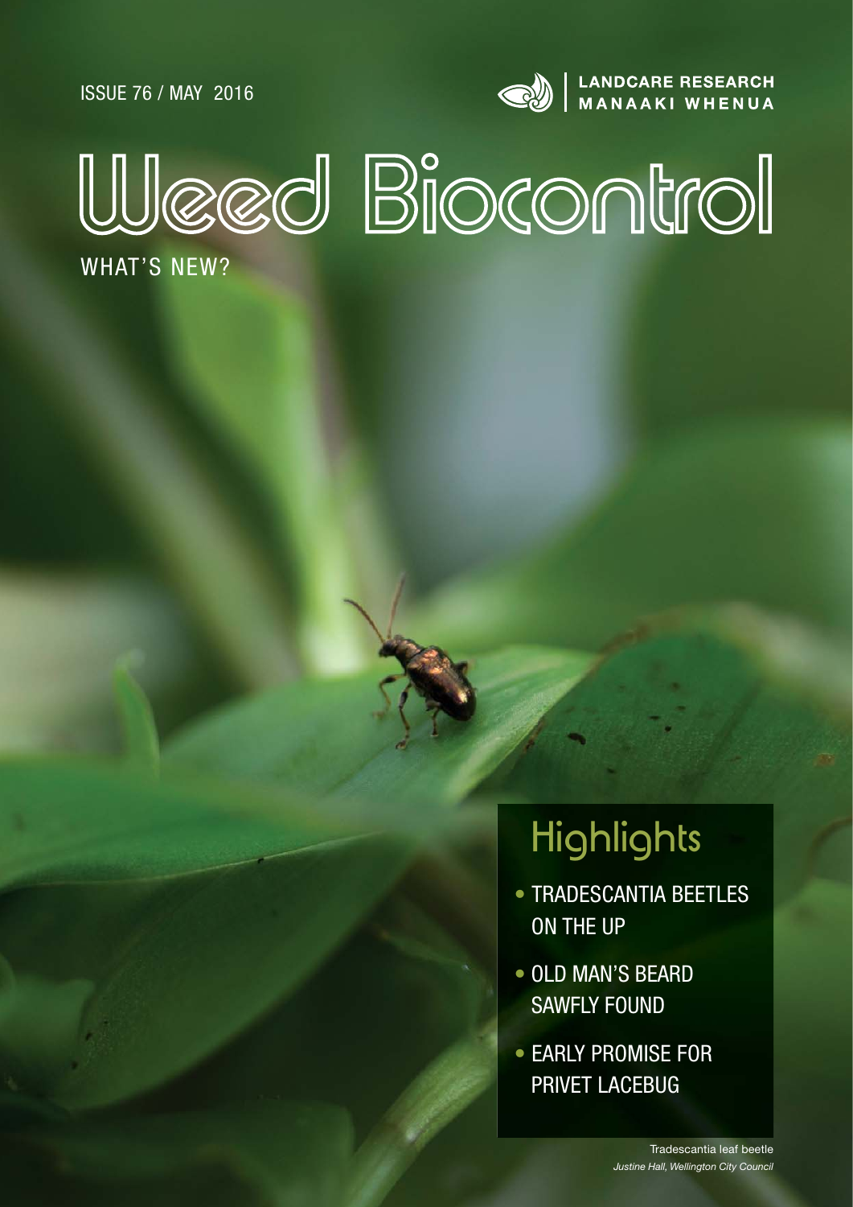ISSUE 76 / MAY 2016

LANDCARE RESEARCH
MANAAKI WHENUA

# Weed Biocontrol

WHAT'S NEW?

## Highlights

- TRADESCANTIA BEETLES ON THE UP
- OLD MAN'S BEARD SAWFLY FOUND
- EARLY PROMISE FOR PRIVET LACEBUG

Tradescantia leaf beetle
*Justine Hall, Wellington City Council*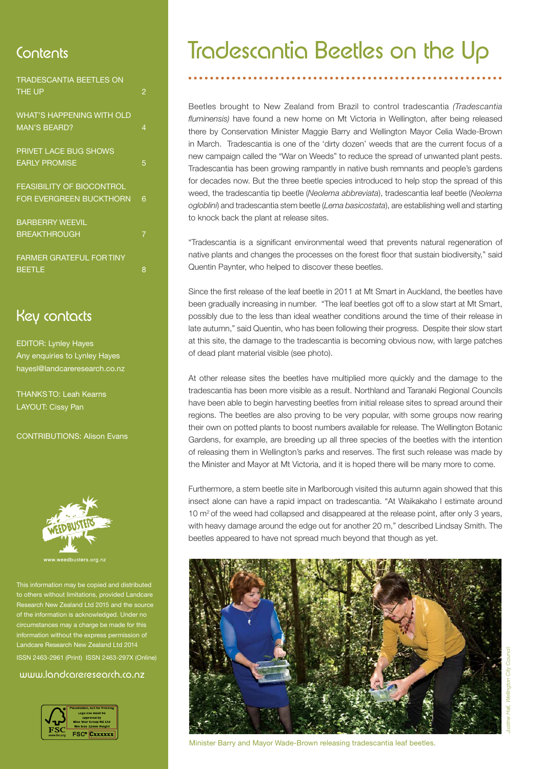## Contents

TRADESCANTIA BEETLES ON THE UP 2

WHAT'S HAPPENING WITH OLD MAN'S BEARD? 4

PRIVET LACE BUG SHOWS EARLY PROMISE 5

FEASIBILITY OF BIOCONTROL FOR EVERGREEN BUCKTHORN 6

BARBERRY WEEVIL BREAKTHROUGH 7

FARMER GRATEFUL FOR TINY BEETLE 8

## Key contacts

EDITOR: Lynley Hayes
Any enquiries to Lynley Hayes
hayesl@landcareresearch.co.nz

THANKS TO: Leah Kearns
LAYOUT: Cissy Pan

CONTRIBUTIONS: Alison Evans

www.weedbusters.org.nz

This information may be copied and distributed to others without limitations, provided Landcare Research New Zealand Ltd 2015 and the source of the information is acknowledged. Under no circumstances may a charge be made for this information without the express permission of Landcare Research New Zealand Ltd 2014

ISSN 2463-2961 (Print) ISSN 2463-297X (Online)

www.landcareresearch.co.nz

# Tradescantia Beetles on the Up

Beetles brought to New Zealand from Brazil to control tradescantia *(Tradescantia fluminensis)* have found a new home on Mt Victoria in Wellington, after being released there by Conservation Minister Maggie Barry and Wellington Mayor Celia Wade-Brown in March. Tradescantia is one of the 'dirty dozen' weeds that are the current focus of a new campaign called the "War on Weeds" to reduce the spread of unwanted plant pests. Tradescantia has been growing rampantly in native bush remnants and people's gardens for decades now. But the three beetle species introduced to help stop the spread of this weed, the tradescantia tip beetle (*Neolema abbreviata*), tradescantia leaf beetle (*Neolema ogloblini*) and tradescantia stem beetle (*Lema basicostata*), are establishing well and starting to knock back the plant at release sites.

"Tradescantia is a significant environmental weed that prevents natural regeneration of native plants and changes the processes on the forest floor that sustain biodiversity," said Quentin Paynter, who helped to discover these beetles.

Since the first release of the leaf beetle in 2011 at Mt Smart in Auckland, the beetles have been gradually increasing in number. "The leaf beetles got off to a slow start at Mt Smart, possibly due to the less than ideal weather conditions around the time of their release in late autumn," said Quentin, who has been following their progress. Despite their slow start at this site, the damage to the tradescantia is becoming obvious now, with large patches of dead plant material visible (see photo).

At other release sites the beetles have multiplied more quickly and the damage to the tradescantia has been more visible as a result. Northland and Taranaki Regional Councils have been able to begin harvesting beetles from initial release sites to spread around their regions. The beetles are also proving to be very popular, with some groups now rearing their own on potted plants to boost numbers available for release. The Wellington Botanic Gardens, for example, are breeding up all three species of the beetles with the intention of releasing them in Wellington's parks and reserves. The first such release was made by the Minister and Mayor at Mt Victoria, and it is hoped there will be many more to come.

Furthermore, a stem beetle site in Marlborough visited this autumn again showed that this insect alone can have a rapid impact on tradescantia. "At Waikakaho I estimate around 10 $m^2$ of the weed had collapsed and disappeared at the release point, after only 3 years, with heavy damage around the edge out for another 20 m," described Lindsay Smith. The beetles appeared to have not spread much beyond that though as yet.

Minister Barry and Mayor Wade-Brown releasing tradescantia leaf beetles.

Justine Hall, Wellington City Council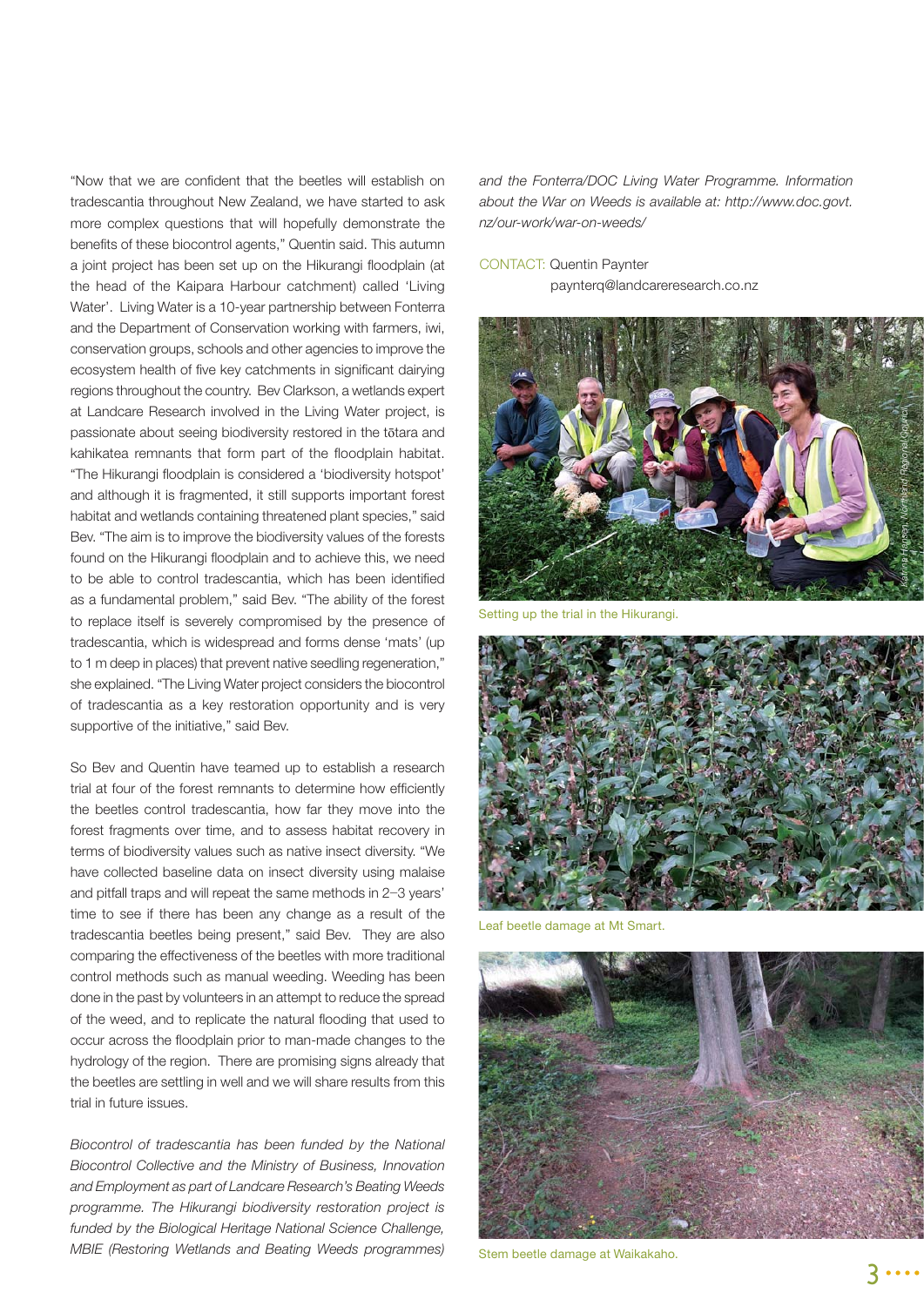"Now that we are confident that the beetles will establish on tradescantia throughout New Zealand, we have started to ask more complex questions that will hopefully demonstrate the benefits of these biocontrol agents," Quentin said. This autumn a joint project has been set up on the Hikurangi floodplain (at the head of the Kaipara Harbour catchment) called 'Living Water'. Living Water is a 10-year partnership between Fonterra and the Department of Conservation working with farmers, iwi, conservation groups, schools and other agencies to improve the ecosystem health of five key catchments in significant dairying regions throughout the country. Bev Clarkson, a wetlands expert at Landcare Research involved in the Living Water project, is passionate about seeing biodiversity restored in the tōtara and kahikatea remnants that form part of the floodplain habitat. "The Hikurangi floodplain is considered a 'biodiversity hotspot' and although it is fragmented, it still supports important forest habitat and wetlands containing threatened plant species," said Bev. "The aim is to improve the biodiversity values of the forests found on the Hikurangi floodplain and to achieve this, we need to be able to control tradescantia, which has been identified as a fundamental problem," said Bev. "The ability of the forest to replace itself is severely compromised by the presence of tradescantia, which is widespread and forms dense 'mats' (up to 1 m deep in places) that prevent native seedling regeneration," she explained. "The Living Water project considers the biocontrol of tradescantia as a key restoration opportunity and is very supportive of the initiative," said Bev.

So Bev and Quentin have teamed up to establish a research trial at four of the forest remnants to determine how efficiently the beetles control tradescantia, how far they move into the forest fragments over time, and to assess habitat recovery in terms of biodiversity values such as native insect diversity. "We have collected baseline data on insect diversity using malaise and pitfall traps and will repeat the same methods in 2–3 years' time to see if there has been any change as a result of the tradescantia beetles being present," said Bev. They are also comparing the effectiveness of the beetles with more traditional control methods such as manual weeding. Weeding has been done in the past by volunteers in an attempt to reduce the spread of the weed, and to replicate the natural flooding that used to occur across the floodplain prior to man-made changes to the hydrology of the region. There are promising signs already that the beetles are settling in well and we will share results from this trial in future issues.

*Biocontrol of tradescantia has been funded by the National Biocontrol Collective and the Ministry of Business, Innovation and Employment as part of Landcare Research's Beating Weeds programme. The Hikurangi biodiversity restoration project is funded by the Biological Heritage National Science Challenge, MBIE (Restoring Wetlands and Beating Weeds programmes) and the Fonterra/DOC Living Water Programme. Information about the War on Weeds is available at: http://www.doc.govt.nz/our-work/war-on-weeds/*

CONTACT: Quentin Paynter
paynterq@landcareresearch.co.nz

Setting up the trial in the Hikurangi.

Leaf beetle damage at Mt Smart.

Stem beetle damage at Waikakaho.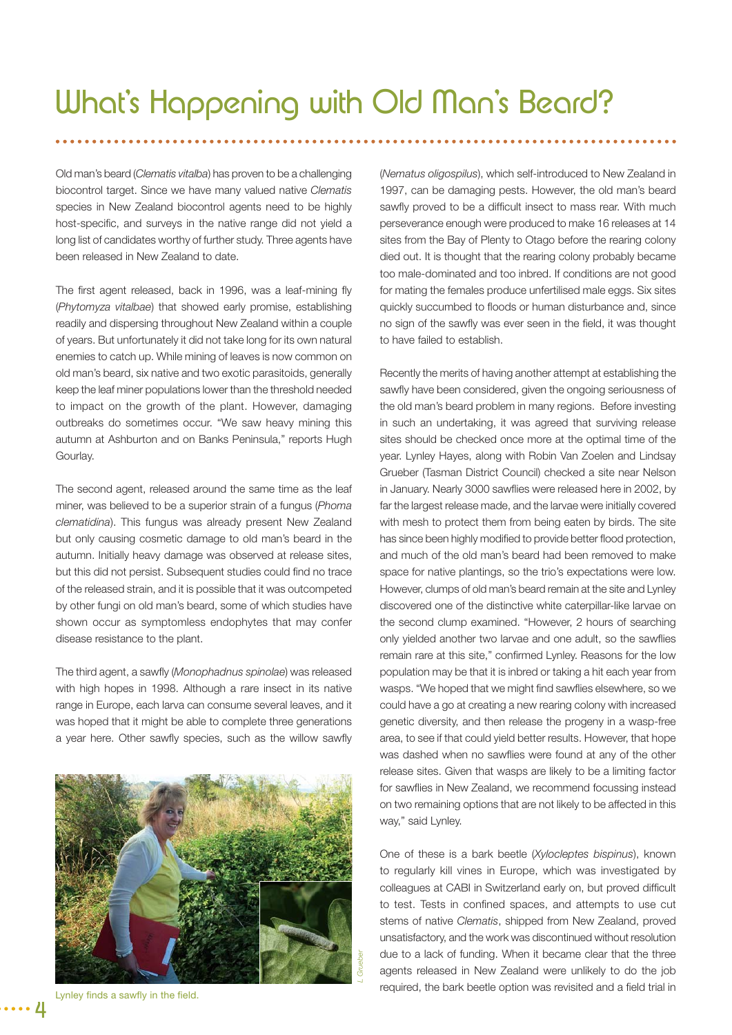# What's Happening with Old Man's Beard?

Old man's beard (*Clematis vitalba*) has proven to be a challenging biocontrol target. Since we have many valued native *Clematis* species in New Zealand biocontrol agents need to be highly host-specific, and surveys in the native range did not yield a long list of candidates worthy of further study. Three agents have been released in New Zealand to date.

The first agent released, back in 1996, was a leaf-mining fly (*Phytomyza vitalbae*) that showed early promise, establishing readily and dispersing throughout New Zealand within a couple of years. But unfortunately it did not take long for its own natural enemies to catch up. While mining of leaves is now common on old man's beard, six native and two exotic parasitoids, generally keep the leaf miner populations lower than the threshold needed to impact on the growth of the plant. However, damaging outbreaks do sometimes occur. "We saw heavy mining this autumn at Ashburton and on Banks Peninsula," reports Hugh Gourlay.

The second agent, released around the same time as the leaf miner, was believed to be a superior strain of a fungus (*Phoma clematidina*). This fungus was already present New Zealand but only causing cosmetic damage to old man's beard in the autumn. Initially heavy damage was observed at release sites, but this did not persist. Subsequent studies could find no trace of the released strain, and it is possible that it was outcompeted by other fungi on old man's beard, some of which studies have shown occur as symptomless endophytes that may confer disease resistance to the plant.

The third agent, a sawfly (*Monophadnus spinolae*) was released with high hopes in 1998. Although a rare insect in its native range in Europe, each larva can consume several leaves, and it was hoped that it might be able to complete three generations a year here. Other sawfly species, such as the willow sawfly (*Nematus oligospilus*), which self-introduced to New Zealand in 1997, can be damaging pests. However, the old man's beard sawfly proved to be a difficult insect to mass rear. With much perseverance enough were produced to make 16 releases at 14 sites from the Bay of Plenty to Otago before the rearing colony died out. It is thought that the rearing colony probably became too male-dominated and too inbred. If conditions are not good for mating the females produce unfertilised male eggs. Six sites quickly succumbed to floods or human disturbance and, since no sign of the sawfly was ever seen in the field, it was thought to have failed to establish.

Lynley finds a sawfly in the field.

Recently the merits of having another attempt at establishing the sawfly have been considered, given the ongoing seriousness of the old man's beard problem in many regions. Before investing in such an undertaking, it was agreed that surviving release sites should be checked once more at the optimal time of the year. Lynley Hayes, along with Robin Van Zoelen and Lindsay Grueber (Tasman District Council) checked a site near Nelson in January. Nearly 3000 sawflies were released here in 2002, by far the largest release made, and the larvae were initially covered with mesh to protect them from being eaten by birds. The site has since been highly modified to provide better flood protection, and much of the old man's beard had been removed to make space for native plantings, so the trio's expectations were low. However, clumps of old man's beard remain at the site and Lynley discovered one of the distinctive white caterpillar-like larvae on the second clump examined. "However, 2 hours of searching only yielded another two larvae and one adult, so the sawflies remain rare at this site," confirmed Lynley. Reasons for the low population may be that it is inbred or taking a hit each year from wasps. "We hoped that we might find sawflies elsewhere, so we could have a go at creating a new rearing colony with increased genetic diversity, and then release the progeny in a wasp-free area, to see if that could yield better results. However, that hope was dashed when no sawflies were found at any of the other release sites. Given that wasps are likely to be a limiting factor for sawflies in New Zealand, we recommend focussing instead on two remaining options that are not likely to be affected in this way," said Lynley.

One of these is a bark beetle (*Xylocleptes bispinus*), known to regularly kill vines in Europe, which was investigated by colleagues at CABI in Switzerland early on, but proved difficult to test. Tests in confined spaces, and attempts to use cut stems of native *Clematis*, shipped from New Zealand, proved unsatisfactory, and the work was discontinued without resolution due to a lack of funding. When it became clear that the three agents released in New Zealand were unlikely to do the job required, the bark beetle option was revisited and a field trial in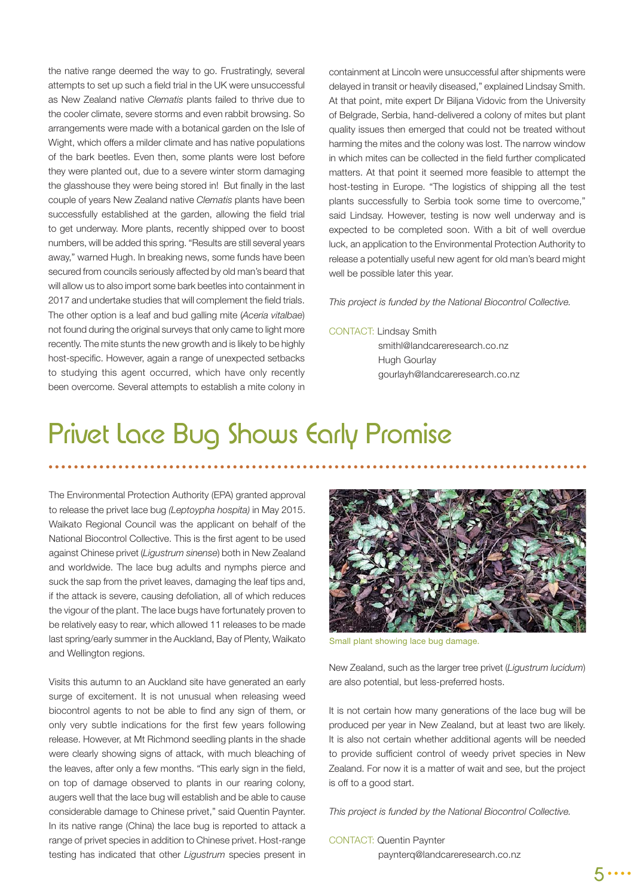the native range deemed the way to go. Frustratingly, several attempts to set up such a field trial in the UK were unsuccessful as New Zealand native *Clematis* plants failed to thrive due to the cooler climate, severe storms and even rabbit browsing. So arrangements were made with a botanical garden on the Isle of Wight, which offers a milder climate and has native populations of the bark beetles. Even then, some plants were lost before they were planted out, due to a severe winter storm damaging the glasshouse they were being stored in! But finally in the last couple of years New Zealand native *Clematis* plants have been successfully established at the garden, allowing the field trial to get underway. More plants, recently shipped over to boost numbers, will be added this spring. "Results are still several years away," warned Hugh. In breaking news, some funds have been secured from councils seriously affected by old man's beard that will allow us to also import some bark beetles into containment in 2017 and undertake studies that will complement the field trials. The other option is a leaf and bud galling mite (*Aceria vitalbae*) not found during the original surveys that only came to light more recently. The mite stunts the new growth and is likely to be highly host-specific. However, again a range of unexpected setbacks to studying this agent occurred, which have only recently been overcome. Several attempts to establish a mite colony in containment at Lincoln were unsuccessful after shipments were delayed in transit or heavily diseased," explained Lindsay Smith. At that point, mite expert Dr Biljana Vidovic from the University of Belgrade, Serbia, hand-delivered a colony of mites but plant quality issues then emerged that could not be treated without harming the mites and the colony was lost. The narrow window in which mites can be collected in the field further complicated matters. At that point it seemed more feasible to attempt the host-testing in Europe. "The logistics of shipping all the test plants successfully to Serbia took some time to overcome," said Lindsay. However, testing is now well underway and is expected to be completed soon. With a bit of well overdue luck, an application to the Environmental Protection Authority to release a potentially useful new agent for old man's beard might well be possible later this year.

*This project is funded by the National Biocontrol Collective.*

CONTACT: Lindsay Smith
smithl@landcareresearch.co.nz
Hugh Gourlay
gourlayh@landcareresearch.co.nz

# Privet Lace Bug Shows Early Promise

The Environmental Protection Authority (EPA) granted approval to release the privet lace bug *(Leptoypha hospita)* in May 2015. Waikato Regional Council was the applicant on behalf of the National Biocontrol Collective. This is the first agent to be used against Chinese privet (*Ligustrum sinense*) both in New Zealand and worldwide. The lace bug adults and nymphs pierce and suck the sap from the privet leaves, damaging the leaf tips and, if the attack is severe, causing defoliation, all of which reduces the vigour of the plant. The lace bugs have fortunately proven to be relatively easy to rear, which allowed 11 releases to be made last spring/early summer in the Auckland, Bay of Plenty, Waikato and Wellington regions.

Visits this autumn to an Auckland site have generated an early surge of excitement. It is not unusual when releasing weed biocontrol agents to not be able to find any sign of them, or only very subtle indications for the first few years following release. However, at Mt Richmond seedling plants in the shade were clearly showing signs of attack, with much bleaching of the leaves, after only a few months. "This early sign in the field, on top of damage observed to plants in our rearing colony, augers well that the lace bug will establish and be able to cause considerable damage to Chinese privet," said Quentin Paynter. In its native range (China) the lace bug is reported to attack a range of privet species in addition to Chinese privet. Host-range testing has indicated that other *Ligustrum* species present in New Zealand, such as the larger tree privet (*Ligustrum lucidum*) are also potential, but less-preferred hosts.

Small plant showing lace bug damage.

It is not certain how many generations of the lace bug will be produced per year in New Zealand, but at least two are likely. It is also not certain whether additional agents will be needed to provide sufficient control of weedy privet species in New Zealand. For now it is a matter of wait and see, but the project is off to a good start.

*This project is funded by the National Biocontrol Collective.*

CONTACT: Quentin Paynter
paynterq@landcareresearch.co.nz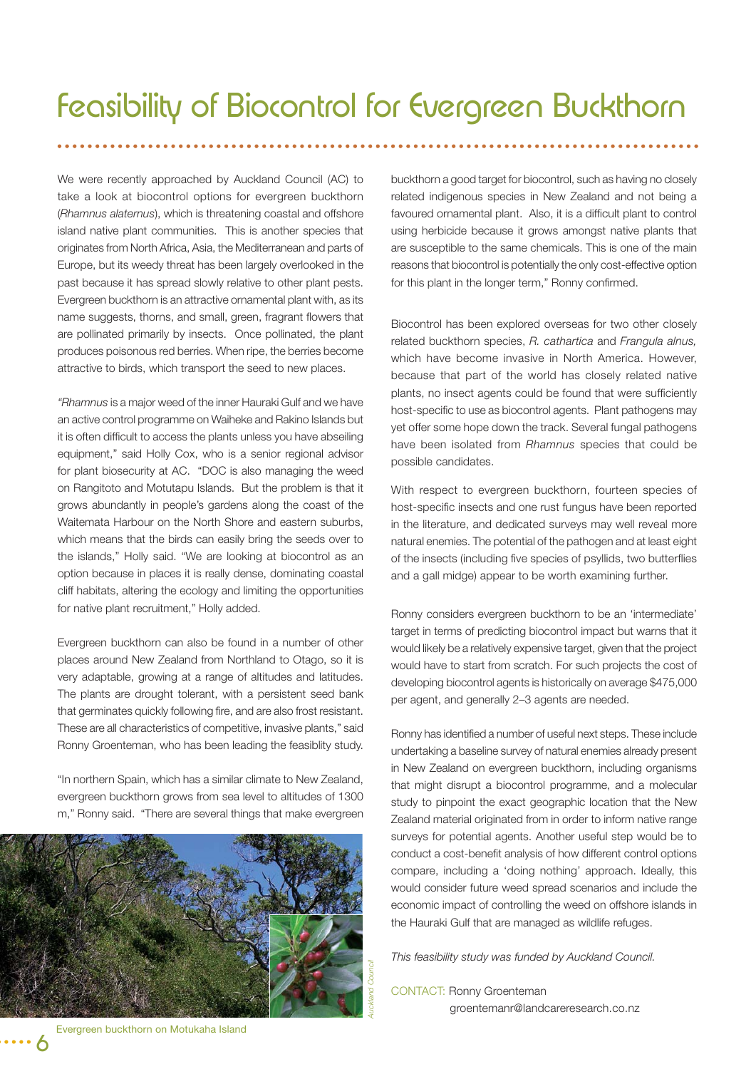# Feasibility of Biocontrol for Evergreen Buckthorn

We were recently approached by Auckland Council (AC) to take a look at biocontrol options for evergreen buckthorn (*Rhamnus alaternus*), which is threatening coastal and offshore island native plant communities. This is another species that originates from North Africa, Asia, the Mediterranean and parts of Europe, but its weedy threat has been largely overlooked in the past because it has spread slowly relative to other plant pests. Evergreen buckthorn is an attractive ornamental plant with, as its name suggests, thorns, and small, green, fragrant flowers that are pollinated primarily by insects. Once pollinated, the plant produces poisonous red berries. When ripe, the berries become attractive to birds, which transport the seed to new places.

"*Rhamnus* is a major weed of the inner Hauraki Gulf and we have an active control programme on Waiheke and Rakino Islands but it is often difficult to access the plants unless you have abseiling equipment," said Holly Cox, who is a senior regional advisor for plant biosecurity at AC. "DOC is also managing the weed on Rangitoto and Motutapu Islands. But the problem is that it grows abundantly in people's gardens along the coast of the Waitemata Harbour on the North Shore and eastern suburbs, which means that the birds can easily bring the seeds over to the islands," Holly said. "We are looking at biocontrol as an option because in places it is really dense, dominating coastal cliff habitats, altering the ecology and limiting the opportunities for native plant recruitment," Holly added.

Evergreen buckthorn can also be found in a number of other places around New Zealand from Northland to Otago, so it is very adaptable, growing at a range of altitudes and latitudes. The plants are drought tolerant, with a persistent seed bank that germinates quickly following fire, and are also frost resistant. These are all characteristics of competitive, invasive plants," said Ronny Groenteman, who has been leading the feasiblity study.

"In northern Spain, which has a similar climate to New Zealand, evergreen buckthorn grows from sea level to altitudes of 1300 m," Ronny said. "There are several things that make evergreen buckthorn a good target for biocontrol, such as having no closely related indigenous species in New Zealand and not being a favoured ornamental plant. Also, it is a difficult plant to control using herbicide because it grows amongst native plants that are susceptible to the same chemicals. This is one of the main reasons that biocontrol is potentially the only cost-effective option for this plant in the longer term," Ronny confirmed.

Evergreen buckthorn on Motukaha Island

*Auckland Council*

Biocontrol has been explored overseas for two other closely related buckthorn species, *R. cathartica* and *Frangula alnus,* which have become invasive in North America. However, because that part of the world has closely related native plants, no insect agents could be found that were sufficiently host-specific to use as biocontrol agents. Plant pathogens may yet offer some hope down the track. Several fungal pathogens have been isolated from *Rhamnus* species that could be possible candidates.

With respect to evergreen buckthorn, fourteen species of host-specific insects and one rust fungus have been reported in the literature, and dedicated surveys may well reveal more natural enemies. The potential of the pathogen and at least eight of the insects (including five species of psyllids, two butterflies and a gall midge) appear to be worth examining further.

Ronny considers evergreen buckthorn to be an 'intermediate' target in terms of predicting biocontrol impact but warns that it would likely be a relatively expensive target, given that the project would have to start from scratch. For such projects the cost of developing biocontrol agents is historically on average $475,000 per agent, and generally 2–3 agents are needed.

Ronny has identified a number of useful next steps. These include undertaking a baseline survey of natural enemies already present in New Zealand on evergreen buckthorn, including organisms that might disrupt a biocontrol programme, and a molecular study to pinpoint the exact geographic location that the New Zealand material originated from in order to inform native range surveys for potential agents. Another useful step would be to conduct a cost-benefit analysis of how different control options compare, including a 'doing nothing' approach. Ideally, this would consider future weed spread scenarios and include the economic impact of controlling the weed on offshore islands in the Hauraki Gulf that are managed as wildlife refuges.

*This feasibility study was funded by Auckland Council.*

CONTACT: Ronny Groenteman
groentemanr@landcareresearch.co.nz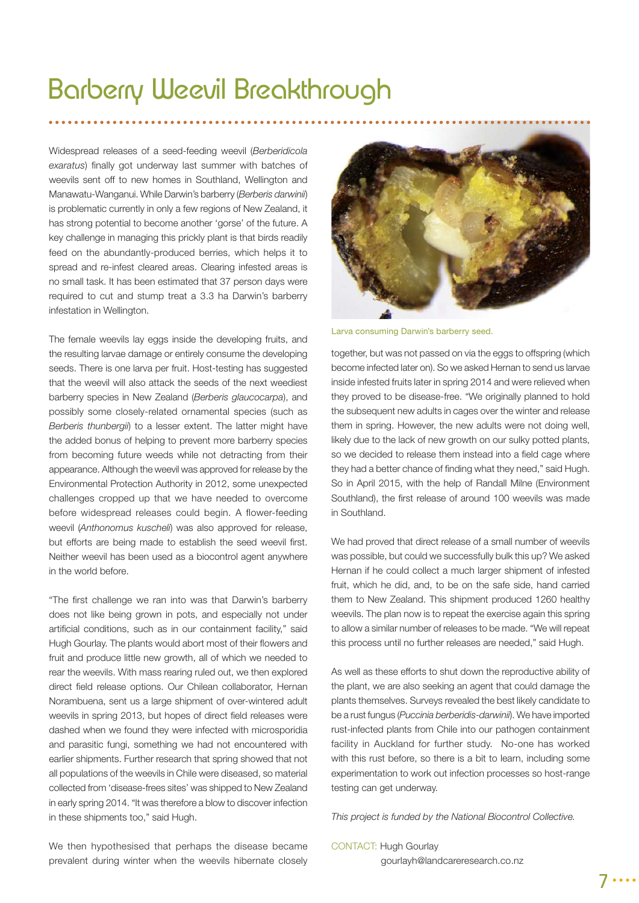# Barberry Weevil Breakthrough

Widespread releases of a seed-feeding weevil (*Berberidicola exaratus*) finally got underway last summer with batches of weevils sent off to new homes in Southland, Wellington and Manawatu-Wanganui. While Darwin's barberry (*Berberis darwinii*) is problematic currently in only a few regions of New Zealand, it has strong potential to become another 'gorse' of the future. A key challenge in managing this prickly plant is that birds readily feed on the abundantly-produced berries, which helps it to spread and re-infest cleared areas. Clearing infested areas is no small task. It has been estimated that 37 person days were required to cut and stump treat a 3.3 ha Darwin's barberry infestation in Wellington.

The female weevils lay eggs inside the developing fruits, and the resulting larvae damage or entirely consume the developing seeds. There is one larva per fruit. Host-testing has suggested that the weevil will also attack the seeds of the next weediest barberry species in New Zealand (*Berberis glaucocarpa*), and possibly some closely-related ornamental species (such as *Berberis thunbergii*) to a lesser extent. The latter might have the added bonus of helping to prevent more barberry species from becoming future weeds while not detracting from their appearance. Although the weevil was approved for release by the Environmental Protection Authority in 2012, some unexpected challenges cropped up that we have needed to overcome before widespread releases could begin. A flower-feeding weevil (*Anthonomus kuscheli*) was also approved for release, but efforts are being made to establish the seed weevil first. Neither weevil has been used as a biocontrol agent anywhere in the world before.

"The first challenge we ran into was that Darwin's barberry does not like being grown in pots, and especially not under artificial conditions, such as in our containment facility," said Hugh Gourlay. The plants would abort most of their flowers and fruit and produce little new growth, all of which we needed to rear the weevils. With mass rearing ruled out, we then explored direct field release options. Our Chilean collaborator, Hernan Norambuena, sent us a large shipment of over-wintered adult weevils in spring 2013, but hopes of direct field releases were dashed when we found they were infected with microsporidia and parasitic fungi, something we had not encountered with earlier shipments. Further research that spring showed that not all populations of the weevils in Chile were diseased, so material collected from 'disease-frees sites' was shipped to New Zealand in early spring 2014. "It was therefore a blow to discover infection in these shipments too," said Hugh.

We then hypothesised that perhaps the disease became prevalent during winter when the weevils hibernate closely together, but was not passed on via the eggs to offspring (which become infected later on). So we asked Hernan to send us larvae inside infested fruits later in spring 2014 and were relieved when they proved to be disease-free. "We originally planned to hold the subsequent new adults in cages over the winter and release them in spring. However, the new adults were not doing well, likely due to the lack of new growth on our sulky potted plants, so we decided to release them instead into a field cage where they had a better chance of finding what they need," said Hugh. So in April 2015, with the help of Randall Milne (Environment Southland), the first release of around 100 weevils was made in Southland.

Larva consuming Darwin's barberry seed.

We had proved that direct release of a small number of weevils was possible, but could we successfully bulk this up? We asked Hernan if he could collect a much larger shipment of infested fruit, which he did, and, to be on the safe side, hand carried them to New Zealand. This shipment produced 1260 healthy weevils. The plan now is to repeat the exercise again this spring to allow a similar number of releases to be made. "We will repeat this process until no further releases are needed," said Hugh.

As well as these efforts to shut down the reproductive ability of the plant, we are also seeking an agent that could damage the plants themselves. Surveys revealed the best likely candidate to be a rust fungus (*Puccinia berberidis-darwinii*). We have imported rust-infected plants from Chile into our pathogen containment facility in Auckland for further study. No-one has worked with this rust before, so there is a bit to learn, including some experimentation to work out infection processes so host-range testing can get underway.

*This project is funded by the National Biocontrol Collective.*

CONTACT: Hugh Gourlay
gourlayh@landcareresearch.co.nz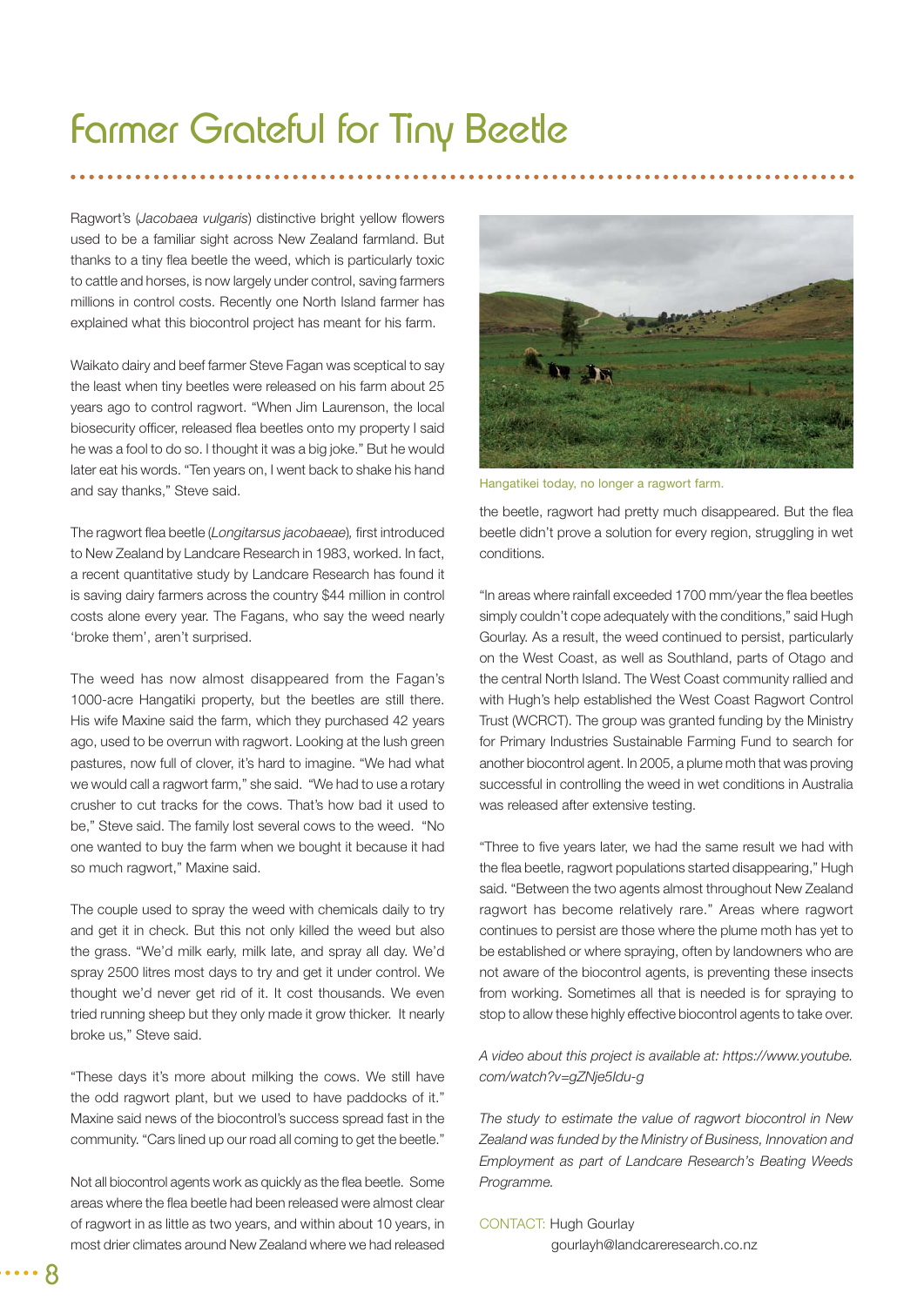# Farmer Grateful for Tiny Beetle

Ragwort's (*Jacobaea vulgaris*) distinctive bright yellow flowers used to be a familiar sight across New Zealand farmland. But thanks to a tiny flea beetle the weed, which is particularly toxic to cattle and horses, is now largely under control, saving farmers millions in control costs. Recently one North Island farmer has explained what this biocontrol project has meant for his farm.

Waikato dairy and beef farmer Steve Fagan was sceptical to say the least when tiny beetles were released on his farm about 25 years ago to control ragwort. "When Jim Laurenson, the local biosecurity officer, released flea beetles onto my property I said he was a fool to do so. I thought it was a big joke." But he would later eat his words. "Ten years on, I went back to shake his hand and say thanks," Steve said.

The ragwort flea beetle (*Longitarsus jacobaeae*), first introduced to New Zealand by Landcare Research in 1983, worked. In fact, a recent quantitative study by Landcare Research has found it is saving dairy farmers across the country $44 million in control costs alone every year. The Fagans, who say the weed nearly 'broke them', aren't surprised.

The weed has now almost disappeared from the Fagan's 1000-acre Hangatiki property, but the beetles are still there. His wife Maxine said the farm, which they purchased 42 years ago, used to be overrun with ragwort. Looking at the lush green pastures, now full of clover, it's hard to imagine. "We had what we would call a ragwort farm," she said. "We had to use a rotary crusher to cut tracks for the cows. That's how bad it used to be," Steve said. The family lost several cows to the weed. "No one wanted to buy the farm when we bought it because it had so much ragwort," Maxine said.

The couple used to spray the weed with chemicals daily to try and get it in check. But this not only killed the weed but also the grass. "We'd milk early, milk late, and spray all day. We'd spray 2500 litres most days to try and get it under control. We thought we'd never get rid of it. It cost thousands. We even tried running sheep but they only made it grow thicker. It nearly broke us," Steve said.

"These days it's more about milking the cows. We still have the odd ragwort plant, but we used to have paddocks of it." Maxine said news of the biocontrol's success spread fast in the community. "Cars lined up our road all coming to get the beetle."

Not all biocontrol agents work as quickly as the flea beetle. Some areas where the flea beetle had been released were almost clear of ragwort in as little as two years, and within about 10 years, in most drier climates around New Zealand where we had released the beetle, ragwort had pretty much disappeared. But the flea beetle didn't prove a solution for every region, struggling in wet conditions.

Hangatikei today, no longer a ragwort farm.

"In areas where rainfall exceeded 1700 mm/year the flea beetles simply couldn't cope adequately with the conditions," said Hugh Gourlay. As a result, the weed continued to persist, particularly on the West Coast, as well as Southland, parts of Otago and the central North Island. The West Coast community rallied and with Hugh's help established the West Coast Ragwort Control Trust (WCRCT). The group was granted funding by the Ministry for Primary Industries Sustainable Farming Fund to search for another biocontrol agent. In 2005, a plume moth that was proving successful in controlling the weed in wet conditions in Australia was released after extensive testing.

"Three to five years later, we had the same result we had with the flea beetle, ragwort populations started disappearing," Hugh said. "Between the two agents almost throughout New Zealand ragwort has become relatively rare." Areas where ragwort continues to persist are those where the plume moth has yet to be established or where spraying, often by landowners who are not aware of the biocontrol agents, is preventing these insects from working. Sometimes all that is needed is for spraying to stop to allow these highly effective biocontrol agents to take over.

*A video about this project is available at: https://www.youtube.com/watch?v=gZNje5Idu-g*

*The study to estimate the value of ragwort biocontrol in New Zealand was funded by the Ministry of Business, Innovation and Employment as part of Landcare Research's Beating Weeds Programme.*

CONTACT: Hugh Gourlay
gourlayh@landcareresearch.co.nz